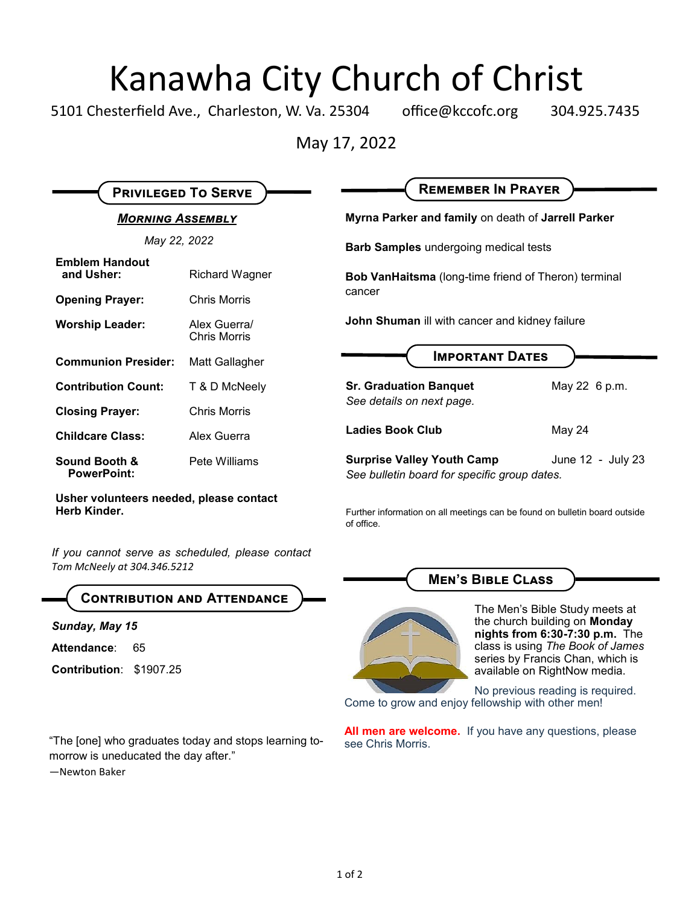# Kanawha City Church of Christ

5101 Chesterfield Ave., Charleston, W. Va. 25304 office@kccofc.org 304.925.7435

May 17, 2022

## Privileged To Serve

### ***Morning Assembly***

*May 22, 2022*

| | |
|---|---|
| **Emblem Handout and Usher:** | Richard Wagner |
| **Opening Prayer:** | Chris Morris |
| **Worship Leader:** | Alex Guerra/ Chris Morris |
| **Communion Presider:** | Matt Gallagher |
| **Contribution Count:** | T & D McNeely |
| **Closing Prayer:** | Chris Morris |
| **Childcare Class:** | Alex Guerra |
| **Sound Booth & PowerPoint:** | Pete Williams |

**Usher volunteers needed, please contact Herb Kinder.**

*If you cannot serve as scheduled, please contact Tom McNeely at 304.346.5212*

## Contribution and Attendance

***Sunday, May 15***

**Attendance**: 65

**Contribution**: $1907.25

"The [one] who graduates today and stops learning tomorrow is uneducated the day after."
—Newton Baker

## Remember In Prayer

**Myrna Parker and family** on death of **Jarrell Parker**

**Barb Samples** undergoing medical tests

**Bob VanHaitsma** (long-time friend of Theron) terminal cancer

**John Shuman** ill with cancer and kidney failure

## Important Dates

| | |
|---|---|
| **Sr. Graduation Banquet** *See details on next page.* | May 22 6 p.m. |
| **Ladies Book Club** | May 24 |
| **Surprise Valley Youth Camp** *See bulletin board for specific group dates.* | June 12 - July 23 |

Further information on all meetings can be found on bulletin board outside of office.

## Men's Bible Class

The Men's Bible Study meets at the church building on **Monday nights from 6:30-7:30 p.m.** The class is using *The Book of James* series by Francis Chan, which is available on RightNow media.

No previous reading is required. Come to grow and enjoy fellowship with other men!

**All men are welcome.** If you have any questions, please see Chris Morris.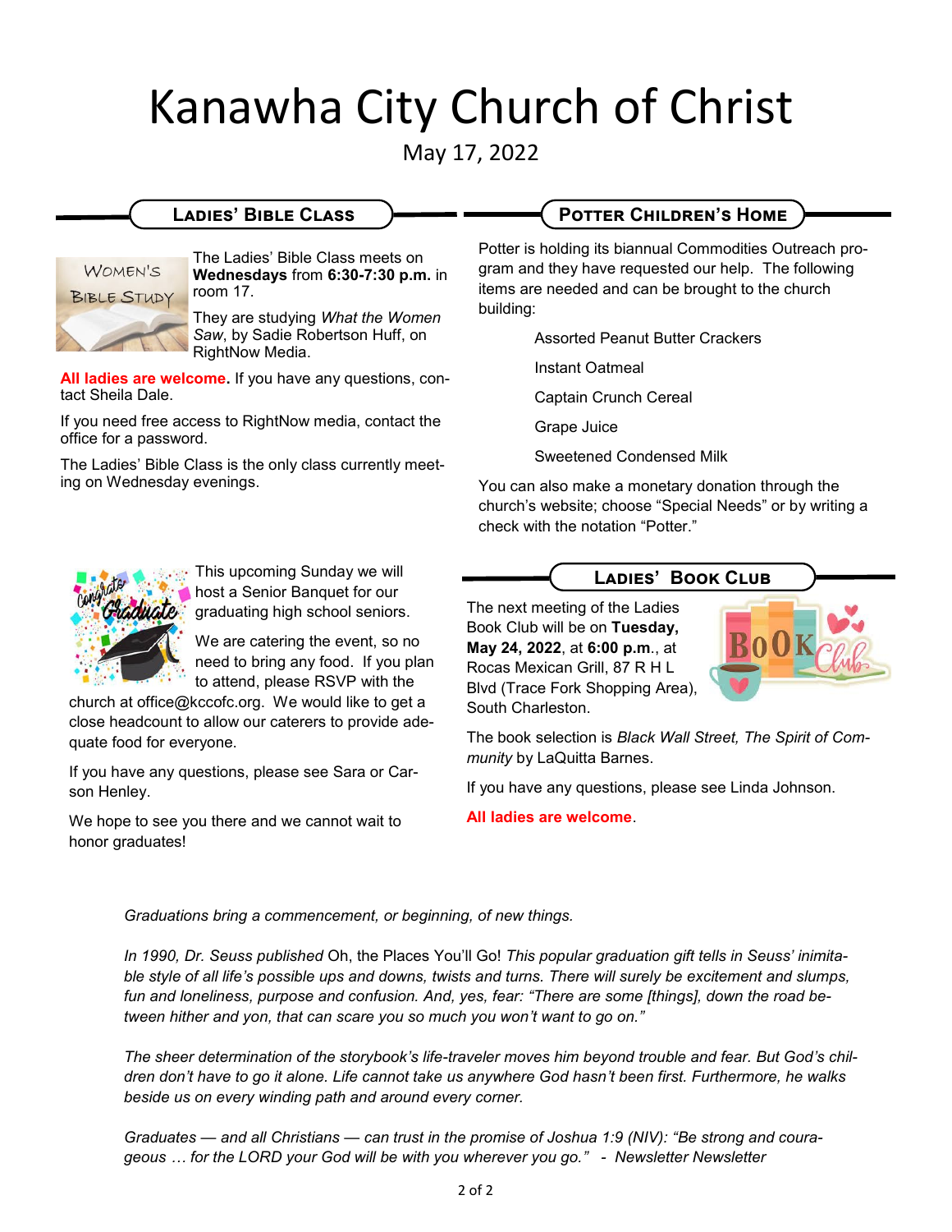# Kanawha City Church of Christ

May 17, 2022

## Ladies' Bible Class

The Ladies' Bible Class meets on **Wednesdays** from **6:30-7:30 p.m.** in room 17.

They are studying *What the Women Saw*, by Sadie Robertson Huff, on RightNow Media.

**All ladies are welcome.** If you have any questions, contact Sheila Dale.

If you need free access to RightNow media, contact the office for a password.

The Ladies' Bible Class is the only class currently meeting on Wednesday evenings.

## Potter Children's Home

Potter is holding its biannual Commodities Outreach program and they have requested our help. The following items are needed and can be brought to the church building:

- Assorted Peanut Butter Crackers
- Instant Oatmeal
- Captain Crunch Cereal
- Grape Juice
- Sweetened Condensed Milk

You can also make a monetary donation through the church's website; choose "Special Needs" or by writing a check with the notation "Potter."

This upcoming Sunday we will host a Senior Banquet for our graduating high school seniors.

We are catering the event, so no need to bring any food. If you plan to attend, please RSVP with the church at office@kccofc.org. We would like to get a close headcount to allow our caterers to provide adequate food for everyone.

If you have any questions, please see Sara or Carson Henley.

We hope to see you there and we cannot wait to honor graduates!

## Ladies' Book Club

The next meeting of the Ladies Book Club will be on **Tuesday, May 24, 2022**, at **6:00 p.m**., at Rocas Mexican Grill, 87 R H L Blvd (Trace Fork Shopping Area), South Charleston.

The book selection is *Black Wall Street, The Spirit of Community* by LaQuitta Barnes.

If you have any questions, please see Linda Johnson.

**All ladies are welcome**.

*Graduations bring a commencement, or beginning, of new things.*

*In 1990, Dr. Seuss published* Oh, the Places You'll Go! *This popular graduation gift tells in Seuss' inimitable style of all life's possible ups and downs, twists and turns. There will surely be excitement and slumps, fun and loneliness, purpose and confusion. And, yes, fear: "There are some [things], down the road between hither and yon, that can scare you so much you won't want to go on."*

*The sheer determination of the storybook's life-traveler moves him beyond trouble and fear. But God's children don't have to go it alone. Life cannot take us anywhere God hasn't been first. Furthermore, he walks beside us on every winding path and around every corner.*

*Graduates — and all Christians — can trust in the promise of Joshua 1:9 (NIV): "Be strong and courageous … for the LORD your God will be with you wherever you go." - Newsletter Newsletter*